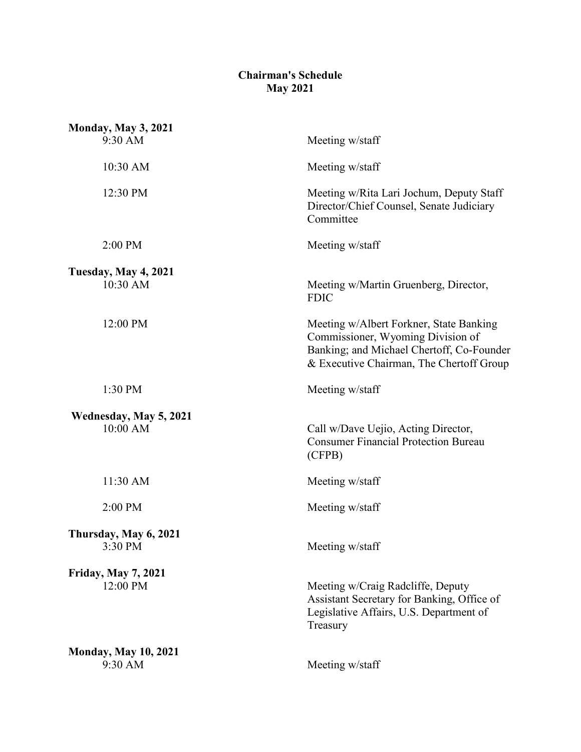# Chairman's Schedule
## May 2021

**Monday, May 3, 2021**

| | |
|---|---|
| 9:30 AM | Meeting w/staff |
| 10:30 AM | Meeting w/staff |
| 12:30 PM | Meeting w/Rita Lari Jochum, Deputy Staff Director/Chief Counsel, Senate Judiciary Committee |
| 2:00 PM | Meeting w/staff |

**Tuesday, May 4, 2021**

| | |
|---|---|
| 10:30 AM | Meeting w/Martin Gruenberg, Director, FDIC |
| 12:00 PM | Meeting w/Albert Forkner, State Banking Commissioner, Wyoming Division of Banking; and Michael Chertoff, Co-Founder & Executive Chairman, The Chertoff Group |
| 1:30 PM | Meeting w/staff |

**Wednesday, May 5, 2021**

| | |
|---|---|
| 10:00 AM | Call w/Dave Uejio, Acting Director, Consumer Financial Protection Bureau (CFPB) |
| 11:30 AM | Meeting w/staff |
| 2:00 PM | Meeting w/staff |

**Thursday, May 6, 2021**

| | |
|---|---|
| 3:30 PM | Meeting w/staff |

**Friday, May 7, 2021**

| | |
|---|---|
| 12:00 PM | Meeting w/Craig Radcliffe, Deputy Assistant Secretary for Banking, Office of Legislative Affairs, U.S. Department of Treasury |

**Monday, May 10, 2021**

| | |
|---|---|
| 9:30 AM | Meeting w/staff |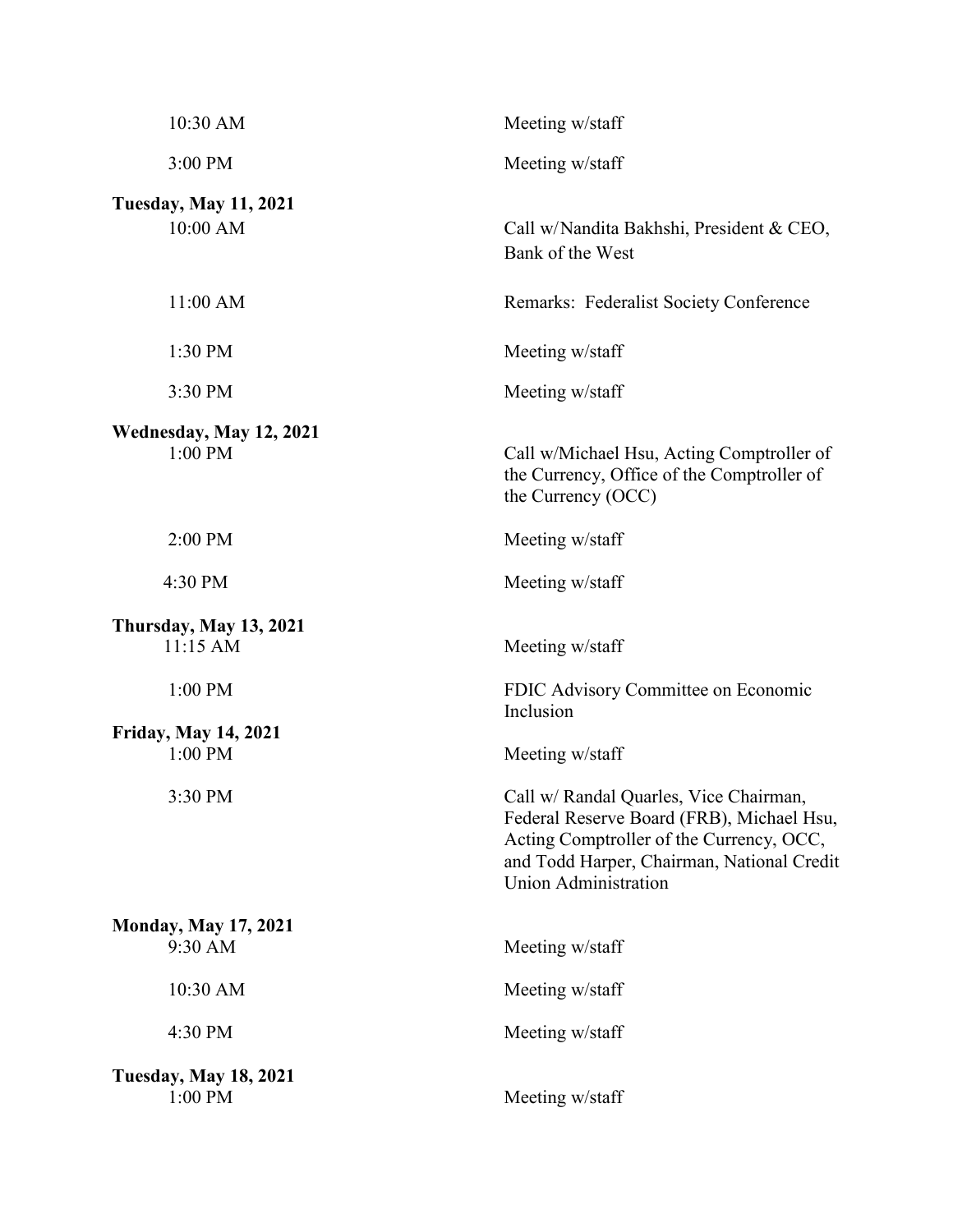| | |
|---|---|
| 10:30 AM | Meeting w/staff |
| 3:00 PM | Meeting w/staff |
| **Tuesday, May 11, 2021** | |
| 10:00 AM | Call w/Nandita Bakhshi, President & CEO, Bank of the West |
| 11:00 AM | Remarks: Federalist Society Conference |
| 1:30 PM | Meeting w/staff |
| 3:30 PM | Meeting w/staff |
| **Wednesday, May 12, 2021** | |
| 1:00 PM | Call w/Michael Hsu, Acting Comptroller of the Currency, Office of the Comptroller of the Currency (OCC) |
| 2:00 PM | Meeting w/staff |
| 4:30 PM | Meeting w/staff |
| **Thursday, May 13, 2021** | |
| 11:15 AM | Meeting w/staff |
| 1:00 PM | FDIC Advisory Committee on Economic Inclusion |
| **Friday, May 14, 2021** | |
| 1:00 PM | Meeting w/staff |
| 3:30 PM | Call w/ Randal Quarles, Vice Chairman, Federal Reserve Board (FRB), Michael Hsu, Acting Comptroller of the Currency, OCC, and Todd Harper, Chairman, National Credit Union Administration |
| **Monday, May 17, 2021** | |
| 9:30 AM | Meeting w/staff |
| 10:30 AM | Meeting w/staff |
| 4:30 PM | Meeting w/staff |
| **Tuesday, May 18, 2021** | |
| 1:00 PM | Meeting w/staff |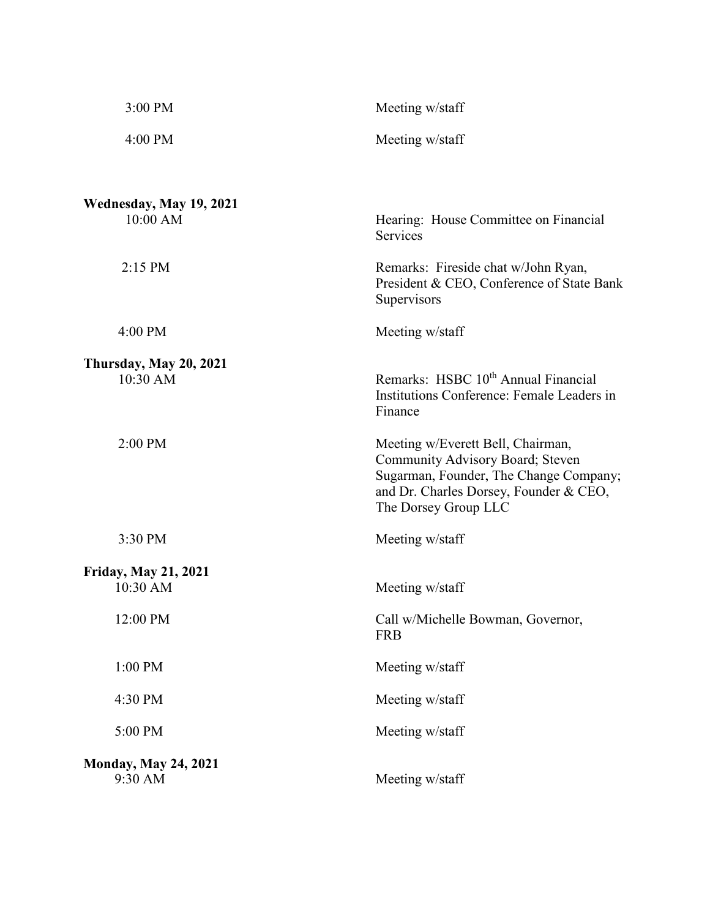| | |
|---|---|
| 3:00 PM | Meeting w/staff |
| 4:00 PM | Meeting w/staff |

**Wednesday, May 19, 2021**

| | |
|---|---|
| 10:00 AM | Hearing: House Committee on Financial Services |
| 2:15 PM | Remarks: Fireside chat w/John Ryan, President & CEO, Conference of State Bank Supervisors |
| 4:00 PM | Meeting w/staff |

**Thursday, May 20, 2021**

| | |
|---|---|
| 10:30 AM | Remarks: HSBC 10th Annual Financial Institutions Conference: Female Leaders in Finance |
| 2:00 PM | Meeting w/Everett Bell, Chairman, Community Advisory Board; Steven Sugarman, Founder, The Change Company; and Dr. Charles Dorsey, Founder & CEO, The Dorsey Group LLC |
| 3:30 PM | Meeting w/staff |

**Friday, May 21, 2021**

| | |
|---|---|
| 10:30 AM | Meeting w/staff |
| 12:00 PM | Call w/Michelle Bowman, Governor, FRB |
| 1:00 PM | Meeting w/staff |
| 4:30 PM | Meeting w/staff |
| 5:00 PM | Meeting w/staff |

**Monday, May 24, 2021**

| | |
|---|---|
| 9:30 AM | Meeting w/staff |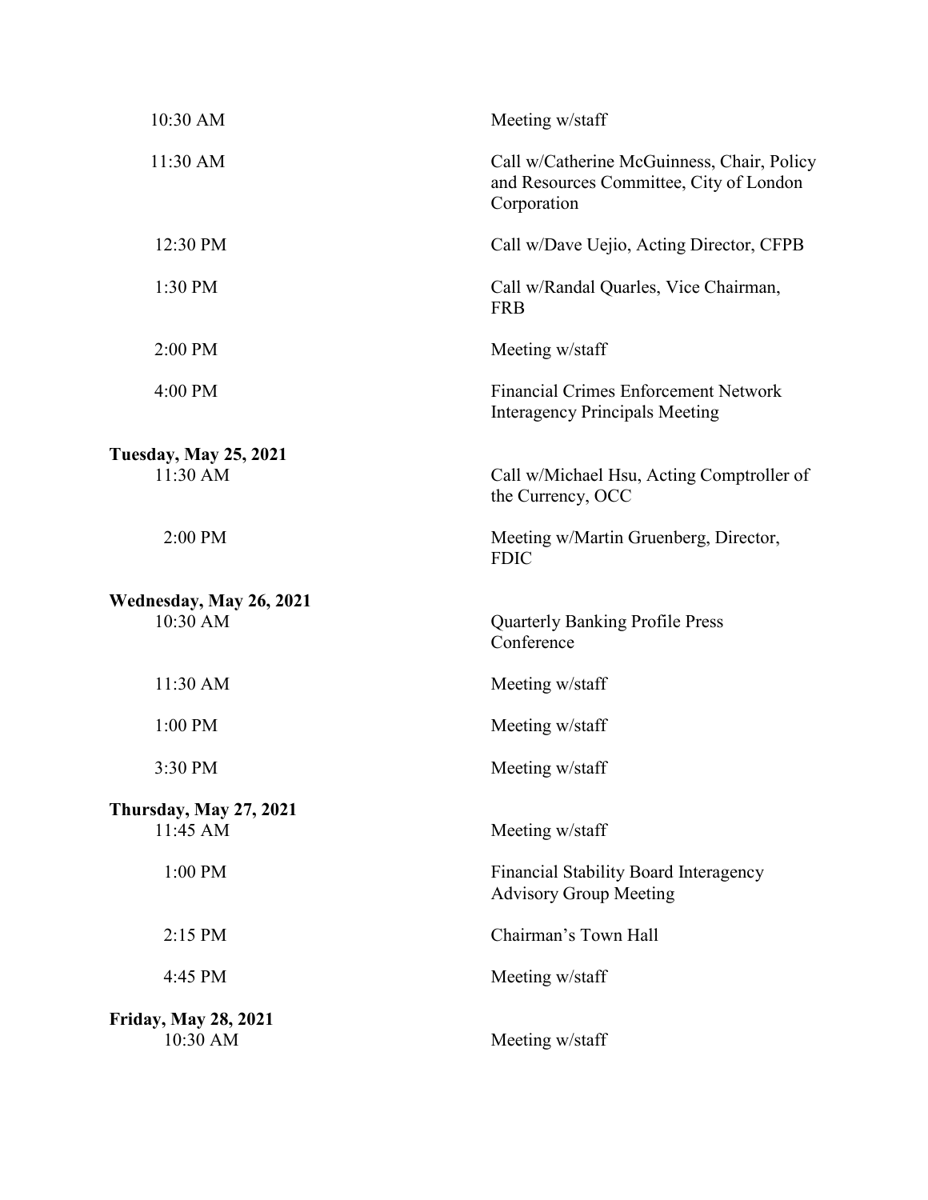| | |
|---|---|
| 10:30 AM | Meeting w/staff |
| 11:30 AM | Call w/Catherine McGuinness, Chair, Policy and Resources Committee, City of London Corporation |
| 12:30 PM | Call w/Dave Uejio, Acting Director, CFPB |
| 1:30 PM | Call w/Randal Quarles, Vice Chairman, FRB |
| 2:00 PM | Meeting w/staff |
| 4:00 PM | Financial Crimes Enforcement Network Interagency Principals Meeting |

**Tuesday, May 25, 2021**

| | |
|---|---|
| 11:30 AM | Call w/Michael Hsu, Acting Comptroller of the Currency, OCC |
| 2:00 PM | Meeting w/Martin Gruenberg, Director, FDIC |

**Wednesday, May 26, 2021**

| | |
|---|---|
| 10:30 AM | Quarterly Banking Profile Press Conference |
| 11:30 AM | Meeting w/staff |
| 1:00 PM | Meeting w/staff |
| 3:30 PM | Meeting w/staff |

**Thursday, May 27, 2021**

| | |
|---|---|
| 11:45 AM | Meeting w/staff |
| 1:00 PM | Financial Stability Board Interagency Advisory Group Meeting |
| 2:15 PM | Chairman's Town Hall |
| 4:45 PM | Meeting w/staff |

**Friday, May 28, 2021**

| | |
|---|---|
| 10:30 AM | Meeting w/staff |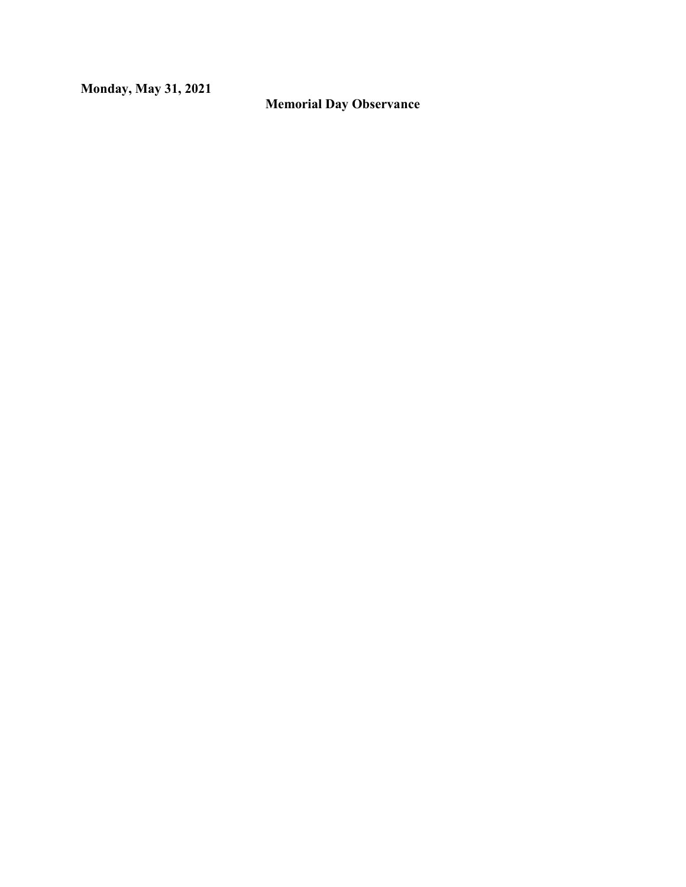**Monday, May 31, 2021**

**Memorial Day Observance**